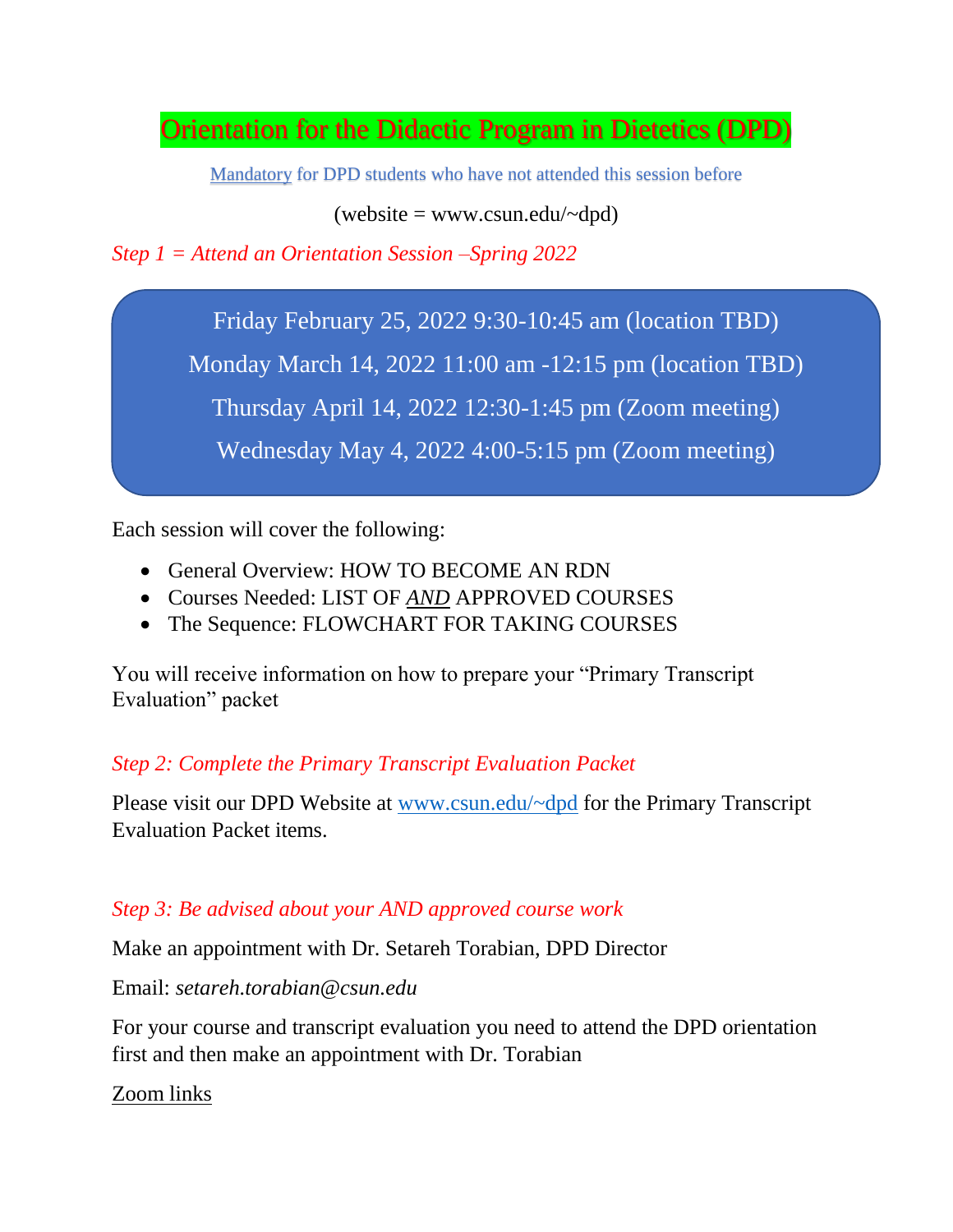# Orientation for the Didactic Program in Dietetics (DPD)

Mandatory for DPD students who have not attended this session before

(website = www.csun.edu/~dpd)

*Step 1 = Attend an Orientation Session –Spring 2022*

Friday February 25, 2022 9:30-10:45 am (location TBD)

Monday March 14, 2022 11:00 am -12:15 pm (location TBD)

Thursday April 14, 2022 12:30-1:45 pm (Zoom meeting)

Wednesday May 4, 2022 4:00-5:15 pm (Zoom meeting)

Each session will cover the following:

- General Overview: HOW TO BECOME AN RDN
- Courses Needed: LIST OF ***AND*** APPROVED COURSES
- The Sequence: FLOWCHART FOR TAKING COURSES

You will receive information on how to prepare your "Primary Transcript Evaluation" packet

*Step 2: Complete the Primary Transcript Evaluation Packet*

Please visit our DPD Website at www.csun.edu/~dpd for the Primary Transcript Evaluation Packet items.

*Step 3: Be advised about your AND approved course work*

Make an appointment with Dr. Setareh Torabian, DPD Director

Email: *setareh.torabian@csun.edu*

For your course and transcript evaluation you need to attend the DPD orientation first and then make an appointment with Dr. Torabian

Zoom links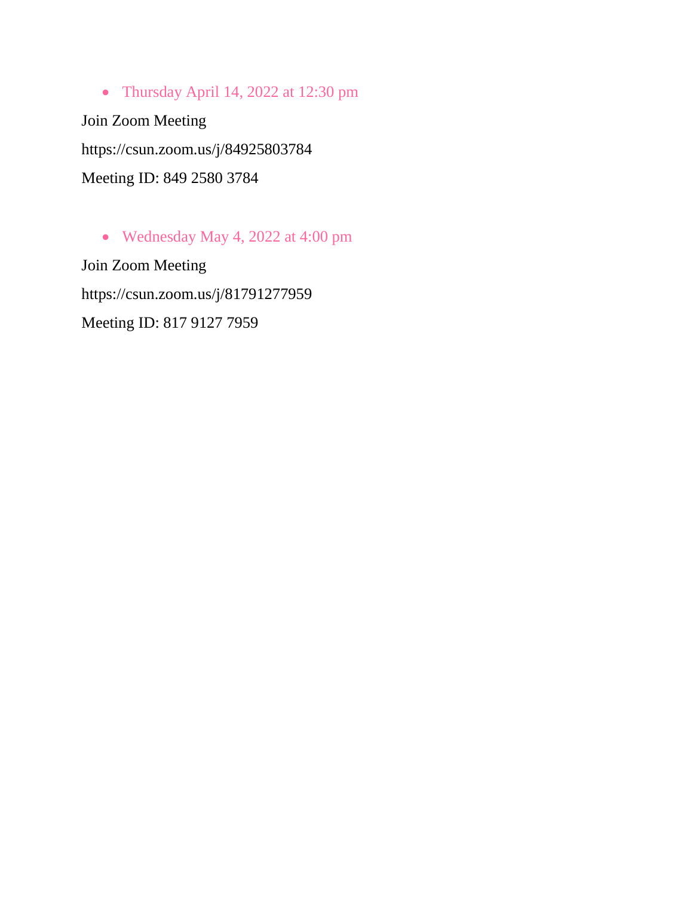- Thursday April 14, 2022 at 12:30 pm

Join Zoom Meeting

https://csun.zoom.us/j/84925803784

Meeting ID: 849 2580 3784

- Wednesday May 4, 2022 at 4:00 pm

Join Zoom Meeting

https://csun.zoom.us/j/81791277959

Meeting ID: 817 9127 7959